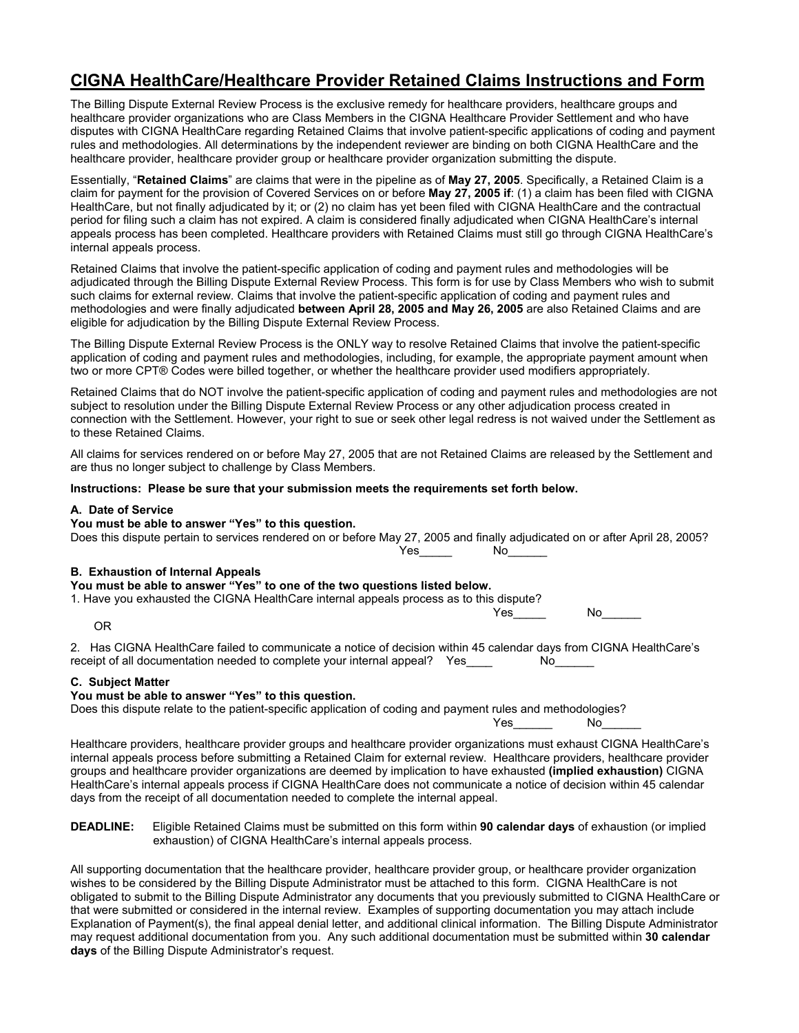# CIGNA HealthCare/Healthcare Provider Retained Claims Instructions and Form

The Billing Dispute External Review Process is the exclusive remedy for healthcare providers, healthcare groups and healthcare provider organizations who are Class Members in the CIGNA Healthcare Provider Settlement and who have disputes with CIGNA HealthCare regarding Retained Claims that involve patient-specific applications of coding and payment rules and methodologies. All determinations by the independent reviewer are binding on both CIGNA HealthCare and the healthcare provider, healthcare provider group or healthcare provider organization submitting the dispute.

Essentially, "**Retained Claims**" are claims that were in the pipeline as of **May 27, 2005**. Specifically, a Retained Claim is a claim for payment for the provision of Covered Services on or before **May 27, 2005 if**: (1) a claim has been filed with CIGNA HealthCare, but not finally adjudicated by it; or (2) no claim has yet been filed with CIGNA HealthCare and the contractual period for filing such a claim has not expired. A claim is considered finally adjudicated when CIGNA HealthCare's internal appeals process has been completed. Healthcare providers with Retained Claims must still go through CIGNA HealthCare's internal appeals process.

Retained Claims that involve the patient-specific application of coding and payment rules and methodologies will be adjudicated through the Billing Dispute External Review Process. This form is for use by Class Members who wish to submit such claims for external review. Claims that involve the patient-specific application of coding and payment rules and methodologies and were finally adjudicated **between April 28, 2005 and May 26, 2005** are also Retained Claims and are eligible for adjudication by the Billing Dispute External Review Process.

The Billing Dispute External Review Process is the ONLY way to resolve Retained Claims that involve the patient-specific application of coding and payment rules and methodologies, including, for example, the appropriate payment amount when two or more CPT® Codes were billed together, or whether the healthcare provider used modifiers appropriately.

Retained Claims that do NOT involve the patient-specific application of coding and payment rules and methodologies are not subject to resolution under the Billing Dispute External Review Process or any other adjudication process created in connection with the Settlement. However, your right to sue or seek other legal redress is not waived under the Settlement as to these Retained Claims.

All claims for services rendered on or before May 27, 2005 that are not Retained Claims are released by the Settlement and are thus no longer subject to challenge by Class Members.

**Instructions: Please be sure that your submission meets the requirements set forth below.**

**A. Date of Service**

**You must be able to answer "Yes" to this question.**

Does this dispute pertain to services rendered on or before May 27, 2005 and finally adjudicated on or after April 28, 2005?

Yes_____ No______

**B. Exhaustion of Internal Appeals**

**You must be able to answer "Yes" to one of the two questions listed below.**

1. Have you exhausted the CIGNA HealthCare internal appeals process as to this dispute?

Yes_____ No______

OR

2. Has CIGNA HealthCare failed to communicate a notice of decision within 45 calendar days from CIGNA HealthCare's receipt of all documentation needed to complete your internal appeal? Yes____ No______

**C. Subject Matter**

**You must be able to answer "Yes" to this question.**

Does this dispute relate to the patient-specific application of coding and payment rules and methodologies?

Yes______ No______

Healthcare providers, healthcare provider groups and healthcare provider organizations must exhaust CIGNA HealthCare's internal appeals process before submitting a Retained Claim for external review. Healthcare providers, healthcare provider groups and healthcare provider organizations are deemed by implication to have exhausted **(implied exhaustion)** CIGNA HealthCare's internal appeals process if CIGNA HealthCare does not communicate a notice of decision within 45 calendar days from the receipt of all documentation needed to complete the internal appeal.

**DEADLINE:** Eligible Retained Claims must be submitted on this form within **90 calendar days** of exhaustion (or implied exhaustion) of CIGNA HealthCare's internal appeals process.

All supporting documentation that the healthcare provider, healthcare provider group, or healthcare provider organization wishes to be considered by the Billing Dispute Administrator must be attached to this form. CIGNA HealthCare is not obligated to submit to the Billing Dispute Administrator any documents that you previously submitted to CIGNA HealthCare or that were submitted or considered in the internal review. Examples of supporting documentation you may attach include Explanation of Payment(s), the final appeal denial letter, and additional clinical information. The Billing Dispute Administrator may request additional documentation from you. Any such additional documentation must be submitted within **30 calendar days** of the Billing Dispute Administrator's request.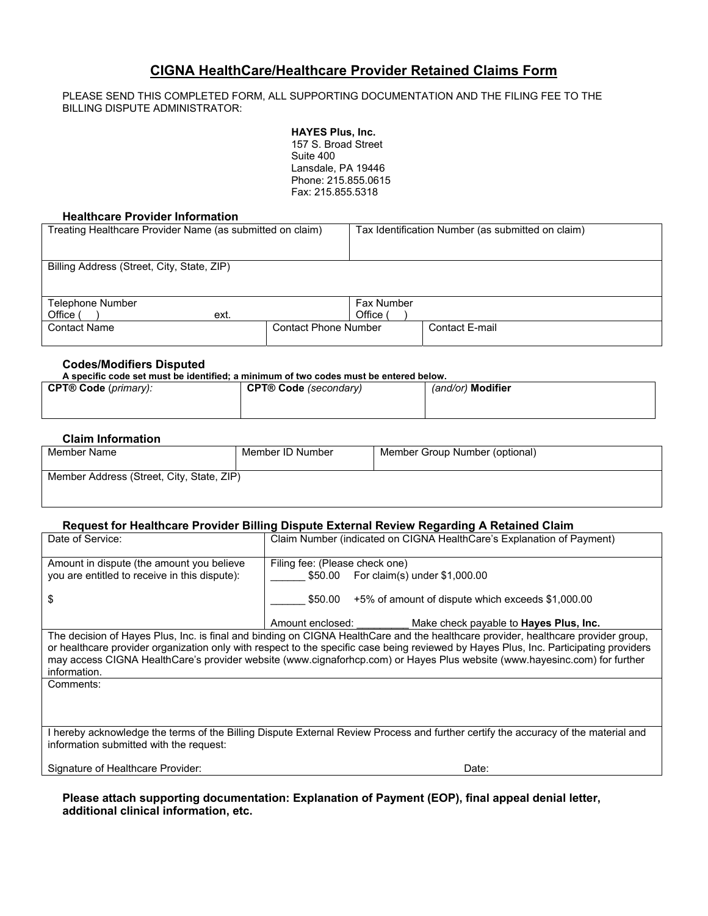# CIGNA HealthCare/Healthcare Provider Retained Claims Form

PLEASE SEND THIS COMPLETED FORM, ALL SUPPORTING DOCUMENTATION AND THE FILING FEE TO THE BILLING DISPUTE ADMINISTRATOR:

**HAYES Plus, Inc.**
157 S. Broad Street
Suite 400
Lansdale, PA 19446
Phone: 215.855.0615
Fax: 215.855.5318

### Healthcare Provider Information

| | | |
|---|---|---|
| Treating Healthcare Provider Name (as submitted on claim) | | Tax Identification Number (as submitted on claim) |
| Billing Address (Street, City, State, ZIP) | | |
| Telephone Number<br>Office (    )                    ext. | | Fax Number<br>Office (    ) |
| Contact Name | Contact Phone Number | Contact E-mail |

### Codes/Modifiers Disputed

**A specific code set must be identified; a minimum of two codes must be entered below.**

| **CPT® Code** (*primary):* | **CPT® Code** *(secondary)* | *(and/or)* **Modifier** |
|---|---|---|
| | | |

### Claim Information

| | | |
|---|---|---|
| Member Name | Member ID Number | Member Group Number (optional) |
| Member Address (Street, City, State, ZIP) | | |

### Request for Healthcare Provider Billing Dispute External Review Regarding A Retained Claim

| | |
|---|---|
| Date of Service: | Claim Number (indicated on CIGNA HealthCare's Explanation of Payment) |
| Amount in dispute (the amount you believe you are entitled to receive in this dispute):<br><br>$ | Filing fee: (Please check one)<br>______ $50.00    For claim(s) under $1,000.00<br><br>______ $50.00    +5% of amount of dispute which exceeds $1,000.00<br><br>Amount enclosed: _________ Make check payable to **Hayes Plus, Inc.** |

The decision of Hayes Plus, Inc. is final and binding on CIGNA HealthCare and the healthcare provider, healthcare provider group, or healthcare provider organization only with respect to the specific case being reviewed by Hayes Plus, Inc. Participating providers may access CIGNA HealthCare's provider website (www.cignaforhcp.com) or Hayes Plus website (www.hayesinc.com) for further information.

Comments:

I hereby acknowledge the terms of the Billing Dispute External Review Process and further certify the accuracy of the material and information submitted with the request:

Signature of Healthcare Provider:                                                                 Date:

**Please attach supporting documentation: Explanation of Payment (EOP), final appeal denial letter, additional clinical information, etc.**